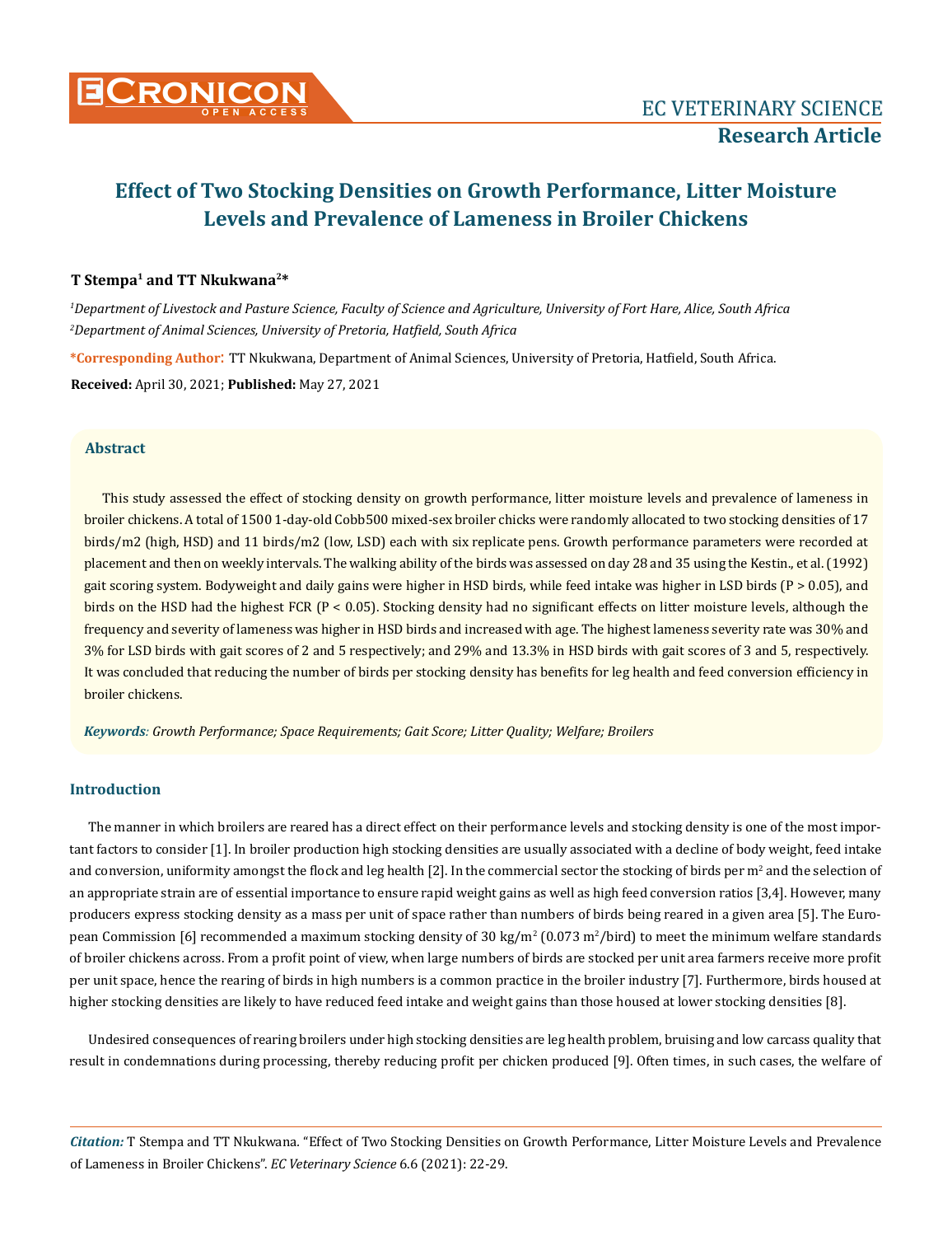# Effect of Two Stocking Densities on Growth Performance, Litter Moisture Levels and Prevalence of Lameness in Broiler Chickens

**T Stempa[1] and TT Nkukwana[2]***

[1]*Department of Livestock and Pasture Science, Faculty of Science and Agriculture, University of Fort Hare, Alice, South Africa*

[2]*Department of Animal Sciences, University of Pretoria, Hatfield, South Africa*

**\*Corresponding Author:** TT Nkukwana, Department of Animal Sciences, University of Pretoria, Hatfield, South Africa.

**Received:** April 30, 2021; **Published:** May 27, 2021

## Abstract

This study assessed the effect of stocking density on growth performance, litter moisture levels and prevalence of lameness in broiler chickens. A total of 1500 1-day-old Cobb500 mixed-sex broiler chicks were randomly allocated to two stocking densities of 17 birds/m2 (high, HSD) and 11 birds/m2 (low, LSD) each with six replicate pens. Growth performance parameters were recorded at placement and then on weekly intervals. The walking ability of the birds was assessed on day 28 and 35 using the Kestin., et al. (1992) gait scoring system. Bodyweight and daily gains were higher in HSD birds, while feed intake was higher in LSD birds ($P > 0.05$), and birds on the HSD had the highest FCR ($P < 0.05$). Stocking density had no significant effects on litter moisture levels, although the frequency and severity of lameness was higher in HSD birds and increased with age. The highest lameness severity rate was 30% and 3% for LSD birds with gait scores of 2 and 5 respectively; and 29% and 13.3% in HSD birds with gait scores of 3 and 5, respectively. It was concluded that reducing the number of birds per stocking density has benefits for leg health and feed conversion efficiency in broiler chickens.

***Keywords**: Growth Performance; Space Requirements; Gait Score; Litter Quality; Welfare; Broilers*

## Introduction

The manner in which broilers are reared has a direct effect on their performance levels and stocking density is one of the most important factors to consider [1]. In broiler production high stocking densities are usually associated with a decline of body weight, feed intake and conversion, uniformity amongst the flock and leg health [2]. In the commercial sector the stocking of birds per $m^2$ and the selection of an appropriate strain are of essential importance to ensure rapid weight gains as well as high feed conversion ratios [3,4]. However, many producers express stocking density as a mass per unit of space rather than numbers of birds being reared in a given area [5]. The European Commission [6] recommended a maximum stocking density of 30 kg/$m^2$ (0.073 $m^2$/bird) to meet the minimum welfare standards of broiler chickens across. From a profit point of view, when large numbers of birds are stocked per unit area farmers receive more profit per unit space, hence the rearing of birds in high numbers is a common practice in the broiler industry [7]. Furthermore, birds housed at higher stocking densities are likely to have reduced feed intake and weight gains than those housed at lower stocking densities [8].

Undesired consequences of rearing broilers under high stocking densities are leg health problem, bruising and low carcass quality that result in condemnations during processing, thereby reducing profit per chicken produced [9]. Often times, in such cases, the welfare of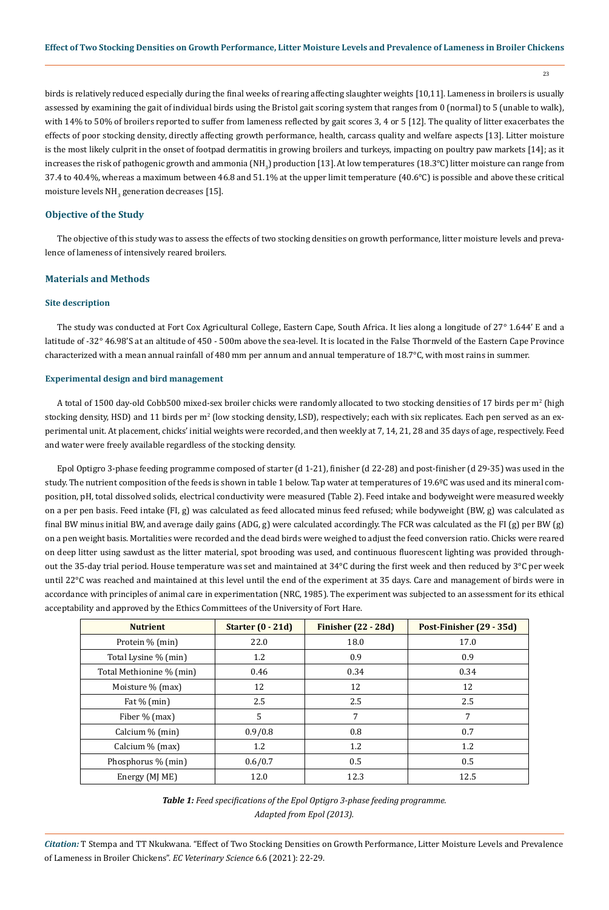birds is relatively reduced especially during the final weeks of rearing affecting slaughter weights [10,11]. Lameness in broilers is usually assessed by examining the gait of individual birds using the Bristol gait scoring system that ranges from 0 (normal) to 5 (unable to walk), with 14% to 50% of broilers reported to suffer from lameness reflected by gait scores 3, 4 or 5 [12]. The quality of litter exacerbates the effects of poor stocking density, directly affecting growth performance, health, carcass quality and welfare aspects [13]. Litter moisture is the most likely culprit in the onset of footpad dermatitis in growing broilers and turkeys, impacting on poultry paw markets [14]; as it increases the risk of pathogenic growth and ammonia ($NH_3$) production [13]. At low temperatures (18.3°C) litter moisture can range from 37.4 to 40.4%, whereas a maximum between 46.8 and 51.1% at the upper limit temperature (40.6°C) is possible and above these critical moisture levels $NH_3$ generation decreases [15].

## Objective of the Study

The objective of this study was to assess the effects of two stocking densities on growth performance, litter moisture levels and prevalence of lameness of intensively reared broilers.

## Materials and Methods

### Site description

The study was conducted at Fort Cox Agricultural College, Eastern Cape, South Africa. It lies along a longitude of 27° 1.644' E and a latitude of -32° 46.98'S at an altitude of 450 - 500m above the sea-level. It is located in the False Thornveld of the Eastern Cape Province characterized with a mean annual rainfall of 480 mm per annum and annual temperature of 18.7°C, with most rains in summer.

### Experimental design and bird management

A total of 1500 day-old Cobb500 mixed-sex broiler chicks were randomly allocated to two stocking densities of 17 birds per $m^2$ (high stocking density, HSD) and 11 birds per $m^2$ (low stocking density, LSD), respectively; each with six replicates. Each pen served as an experimental unit. At placement, chicks' initial weights were recorded, and then weekly at 7, 14, 21, 28 and 35 days of age, respectively. Feed and water were freely available regardless of the stocking density.

Epol Optigro 3-phase feeding programme composed of starter (d 1-21), finisher (d 22-28) and post-finisher (d 29-35) was used in the study. The nutrient composition of the feeds is shown in table 1 below. Tap water at temperatures of 19.6ºC was used and its mineral composition, pH, total dissolved solids, electrical conductivity were measured (Table 2). Feed intake and bodyweight were measured weekly on a per pen basis. Feed intake (FI, g) was calculated as feed allocated minus feed refused; while bodyweight (BW, g) was calculated as final BW minus initial BW, and average daily gains (ADG, g) were calculated accordingly. The FCR was calculated as the FI (g) per BW (g) on a pen weight basis. Mortalities were recorded and the dead birds were weighed to adjust the feed conversion ratio. Chicks were reared on deep litter using sawdust as the litter material, spot brooding was used, and continuous fluorescent lighting was provided throughout the 35-day trial period. House temperature was set and maintained at 34°C during the first week and then reduced by 3°C per week until 22°C was reached and maintained at this level until the end of the experiment at 35 days. Care and management of birds were in accordance with principles of animal care in experimentation (NRC, 1985). The experiment was subjected to an assessment for its ethical acceptability and approved by the Ethics Committees of the University of Fort Hare.

| Nutrient | Starter (0 - 21d) | Finisher (22 - 28d) | Post-Finisher (29 - 35d) |
|---|---|---|---|
| Protein % (min) | 22.0 | 18.0 | 17.0 |
| Total Lysine % (min) | 1.2 | 0.9 | 0.9 |
| Total Methionine % (min) | 0.46 | 0.34 | 0.34 |
| Moisture % (max) | 12 | 12 | 12 |
| Fat % (min) | 2.5 | 2.5 | 2.5 |
| Fiber % (max) | 5 | 7 | 7 |
| Calcium % (min) | 0.9/0.8 | 0.8 | 0.7 |
| Calcium % (max) | 1.2 | 1.2 | 1.2 |
| Phosphorus % (min) | 0.6/0.7 | 0.5 | 0.5 |
| Energy (MJ ME) | 12.0 | 12.3 | 12.5 |

***Table 1:** Feed specifications of the Epol Optigro 3-phase feeding programme.*
*Adapted from Epol (2013).*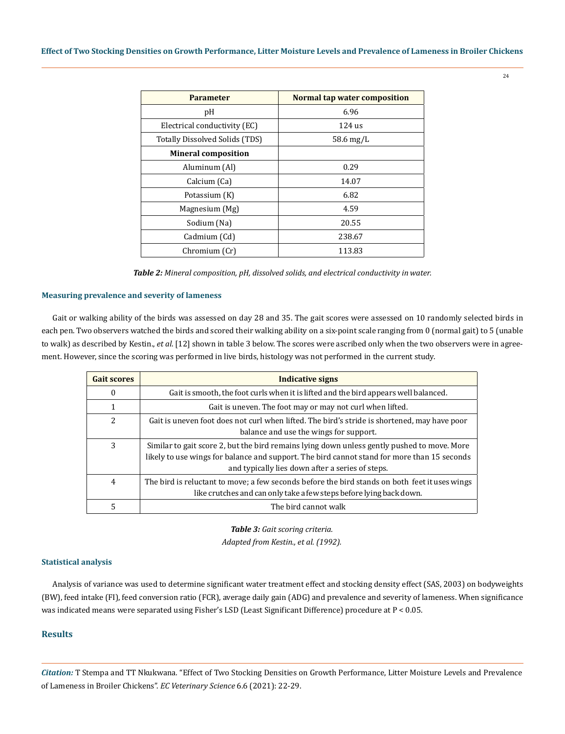| Parameter | Normal tap water composition |
|---|---|
| pH | 6.96 |
| Electrical conductivity (EC) | 124 us |
| Totally Dissolved Solids (TDS) | 58.6 mg/L |
| **Mineral composition** | |
| Aluminum (Al) | 0.29 |
| Calcium (Ca) | 14.07 |
| Potassium (K) | 6.82 |
| Magnesium (Mg) | 4.59 |
| Sodium (Na) | 20.55 |
| Cadmium (Cd) | 238.67 |
| Chromium (Cr) | 113.83 |

***Table 2:*** *Mineral composition, pH, dissolved solids, and electrical conductivity in water.*

### Measuring prevalence and severity of lameness

Gait or walking ability of the birds was assessed on day 28 and 35. The gait scores were assessed on 10 randomly selected birds in each pen. Two observers watched the birds and scored their walking ability on a six-point scale ranging from 0 (normal gait) to 5 (unable to walk) as described by Kestin., *et al*. [12] shown in table 3 below. The scores were ascribed only when the two observers were in agreement. However, since the scoring was performed in live birds, histology was not performed in the current study.

| Gait scores | Indicative signs |
|---|---|
| 0 | Gait is smooth, the foot curls when it is lifted and the bird appears well balanced. |
| 1 | Gait is uneven. The foot may or may not curl when lifted. |
| 2 | Gait is uneven foot does not curl when lifted. The bird's stride is shortened, may have poor balance and use the wings for support. |
| 3 | Similar to gait score 2, but the bird remains lying down unless gently pushed to move. More likely to use wings for balance and support. The bird cannot stand for more than 15 seconds and typically lies down after a series of steps. |
| 4 | The bird is reluctant to move; a few seconds before the bird stands on both feet it uses wings like crutches and can only take a few steps before lying back down. |
| 5 | The bird cannot walk |

***Table 3:*** *Gait scoring criteria.*
*Adapted from Kestin., et al. (1992).*

### Statistical analysis

Analysis of variance was used to determine significant water treatment effect and stocking density effect (SAS, 2003) on bodyweights (BW), feed intake (FI), feed conversion ratio (FCR), average daily gain (ADG) and prevalence and severity of lameness. When significance was indicated means were separated using Fisher's LSD (Least Significant Difference) procedure at $P < 0.05$.

## Results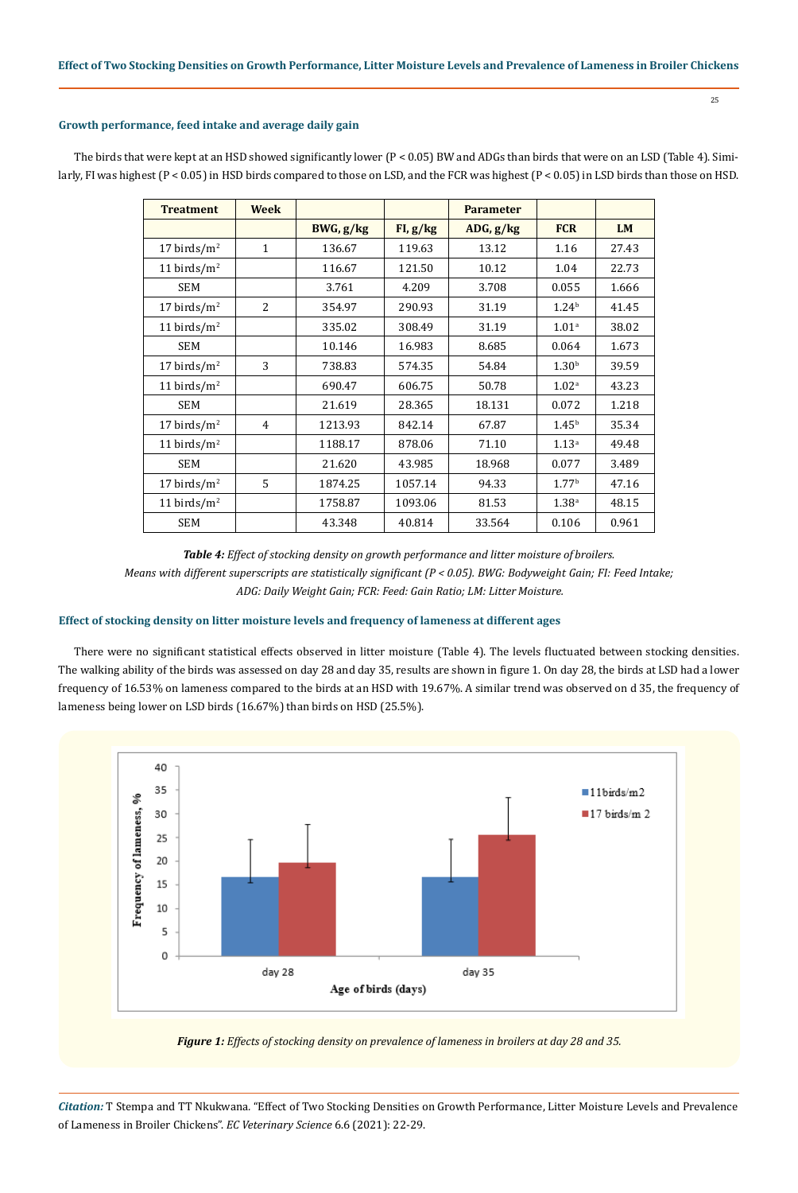### Growth performance, feed intake and average daily gain

The birds that were kept at an HSD showed significantly lower ($P < 0.05$) BW and ADGs than birds that were on an LSD (Table 4). Similarly, FI was highest ($P < 0.05$) in HSD birds compared to those on LSD, and the FCR was highest ($P < 0.05$) in LSD birds than those on HSD.

| Treatment | Week | | | Parameter | | |
|---|---|---|---|---|---|---|
| | | BWG, g/kg | FI, g/kg | ADG, g/kg | FCR | LM |
| 17 birds/m$^2$ | 1 | 136.67 | 119.63 | 13.12 | 1.16 | 27.43 |
| 11 birds/m$^2$ | | 116.67 | 121.50 | 10.12 | 1.04 | 22.73 |
| SEM | | 3.761 | 4.209 | 3.708 | 0.055 | 1.666 |
| 17 birds/m$^2$ | 2 | 354.97 | 290.93 | 31.19 | 1.24$^b$ | 41.45 |
| 11 birds/m$^2$ | | 335.02 | 308.49 | 31.19 | 1.01$^a$ | 38.02 |
| SEM | | 10.146 | 16.983 | 8.685 | 0.064 | 1.673 |
| 17 birds/m$^2$ | 3 | 738.83 | 574.35 | 54.84 | 1.30$^b$ | 39.59 |
| 11 birds/m$^2$ | | 690.47 | 606.75 | 50.78 | 1.02$^a$ | 43.23 |
| SEM | | 21.619 | 28.365 | 18.131 | 0.072 | 1.218 |
| 17 birds/m$^2$ | 4 | 1213.93 | 842.14 | 67.87 | 1.45$^b$ | 35.34 |
| 11 birds/m$^2$ | | 1188.17 | 878.06 | 71.10 | 1.13$^a$ | 49.48 |
| SEM | | 21.620 | 43.985 | 18.968 | 0.077 | 3.489 |
| 17 birds/m$^2$ | 5 | 1874.25 | 1057.14 | 94.33 | 1.77$^b$ | 47.16 |
| 11 birds/m$^2$ | | 1758.87 | 1093.06 | 81.53 | 1.38$^a$ | 48.15 |
| SEM | | 43.348 | 40.814 | 33.564 | 0.106 | 0.961 |

***Table 4:*** *Effect of stocking density on growth performance and litter moisture of broilers.*
*Means with different superscripts are statistically significant ($P < 0.05$). BWG: Bodyweight Gain; FI: Feed Intake; ADG: Daily Weight Gain; FCR: Feed: Gain Ratio; LM: Litter Moisture.*

### Effect of stocking density on litter moisture levels and frequency of lameness at different ages

There were no significant statistical effects observed in litter moisture (Table 4). The levels fluctuated between stocking densities. The walking ability of the birds was assessed on day 28 and day 35, results are shown in figure 1. On day 28, the birds at LSD had a lower frequency of 16.53% on lameness compared to the birds at an HSD with 19.67%. A similar trend was observed on d 35, the frequency of lameness being lower on LSD birds (16.67%) than birds on HSD (25.5%).

***Figure 1:*** *Effects of stocking density on prevalence of lameness in broilers at day 28 and 35.*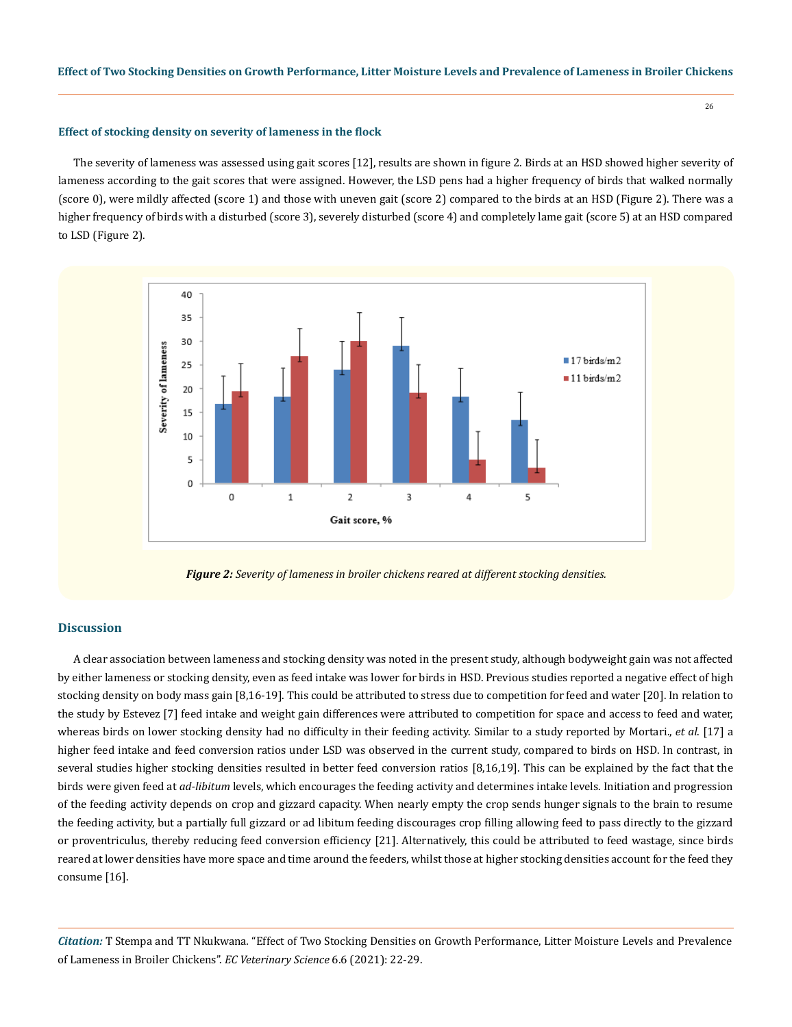### Effect of stocking density on severity of lameness in the flock

The severity of lameness was assessed using gait scores [12], results are shown in figure 2. Birds at an HSD showed higher severity of lameness according to the gait scores that were assigned. However, the LSD pens had a higher frequency of birds that walked normally (score 0), were mildly affected (score 1) and those with uneven gait (score 2) compared to the birds at an HSD (Figure 2). There was a higher frequency of birds with a disturbed (score 3), severely disturbed (score 4) and completely lame gait (score 5) at an HSD compared to LSD (Figure 2).

***Figure 2:*** *Severity of lameness in broiler chickens reared at different stocking densities.*

## Discussion

A clear association between lameness and stocking density was noted in the present study, although bodyweight gain was not affected by either lameness or stocking density, even as feed intake was lower for birds in HSD. Previous studies reported a negative effect of high stocking density on body mass gain [8,16-19]. This could be attributed to stress due to competition for feed and water [20]. In relation to the study by Estevez [7] feed intake and weight gain differences were attributed to competition for space and access to feed and water, whereas birds on lower stocking density had no difficulty in their feeding activity. Similar to a study reported by Mortari., *et al.* [17] a higher feed intake and feed conversion ratios under LSD was observed in the current study, compared to birds on HSD. In contrast, in several studies higher stocking densities resulted in better feed conversion ratios [8,16,19]. This can be explained by the fact that the birds were given feed at *ad-libitum* levels, which encourages the feeding activity and determines intake levels. Initiation and progression of the feeding activity depends on crop and gizzard capacity. When nearly empty the crop sends hunger signals to the brain to resume the feeding activity, but a partially full gizzard or ad libitum feeding discourages crop filling allowing feed to pass directly to the gizzard or proventriculus, thereby reducing feed conversion efficiency [21]. Alternatively, this could be attributed to feed wastage, since birds reared at lower densities have more space and time around the feeders, whilst those at higher stocking densities account for the feed they consume [16].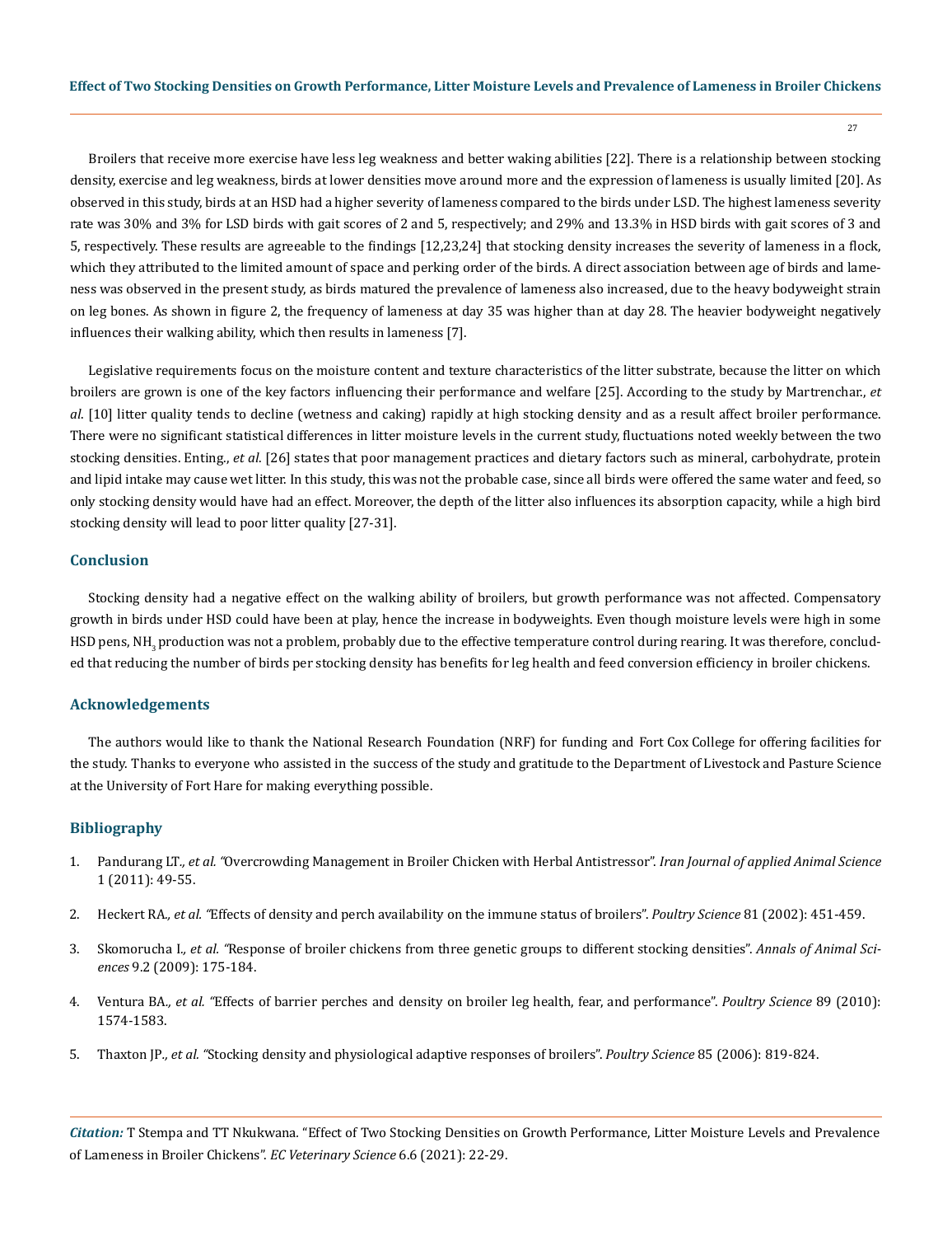Broilers that receive more exercise have less leg weakness and better waking abilities [22]. There is a relationship between stocking density, exercise and leg weakness, birds at lower densities move around more and the expression of lameness is usually limited [20]. As observed in this study, birds at an HSD had a higher severity of lameness compared to the birds under LSD. The highest lameness severity rate was 30% and 3% for LSD birds with gait scores of 2 and 5, respectively; and 29% and 13.3% in HSD birds with gait scores of 3 and 5, respectively. These results are agreeable to the findings [12,23,24] that stocking density increases the severity of lameness in a flock, which they attributed to the limited amount of space and perking order of the birds. A direct association between age of birds and lameness was observed in the present study, as birds matured the prevalence of lameness also increased, due to the heavy bodyweight strain on leg bones. As shown in figure 2, the frequency of lameness at day 35 was higher than at day 28. The heavier bodyweight negatively influences their walking ability, which then results in lameness [7].

Legislative requirements focus on the moisture content and texture characteristics of the litter substrate, because the litter on which broilers are grown is one of the key factors influencing their performance and welfare [25]. According to the study by Martrenchar., *et al.* [10] litter quality tends to decline (wetness and caking) rapidly at high stocking density and as a result affect broiler performance. There were no significant statistical differences in litter moisture levels in the current study, fluctuations noted weekly between the two stocking densities. Enting., *et al.* [26] states that poor management practices and dietary factors such as mineral, carbohydrate, protein and lipid intake may cause wet litter. In this study, this was not the probable case, since all birds were offered the same water and feed, so only stocking density would have had an effect. Moreover, the depth of the litter also influences its absorption capacity, while a high bird stocking density will lead to poor litter quality [27-31].

## Conclusion

Stocking density had a negative effect on the walking ability of broilers, but growth performance was not affected. Compensatory growth in birds under HSD could have been at play, hence the increase in bodyweights. Even though moisture levels were high in some HSD pens, $NH_3$ production was not a problem, probably due to the effective temperature control during rearing. It was therefore, concluded that reducing the number of birds per stocking density has benefits for leg health and feed conversion efficiency in broiler chickens.

## Acknowledgements

The authors would like to thank the National Research Foundation (NRF) for funding and Fort Cox College for offering facilities for the study. Thanks to everyone who assisted in the success of the study and gratitude to the Department of Livestock and Pasture Science at the University of Fort Hare for making everything possible.

## Bibliography

1. Pandurang LT., *et al.* "Overcrowding Management in Broiler Chicken with Herbal Antistressor". *Iran Journal of applied Animal Science* 1 (2011): 49-55.
2. Heckert RA., *et al.* "Effects of density and perch availability on the immune status of broilers". *Poultry Science* 81 (2002): 451-459.
3. Skomorucha I., *et al.* "Response of broiler chickens from three genetic groups to different stocking densities". *Annals of Animal Sciences* 9.2 (2009): 175-184.
4. Ventura BA., *et al.* "Effects of barrier perches and density on broiler leg health, fear, and performance". *Poultry Science* 89 (2010): 1574-1583.
5. Thaxton JP., *et al.* "Stocking density and physiological adaptive responses of broilers". *Poultry Science* 85 (2006): 819-824.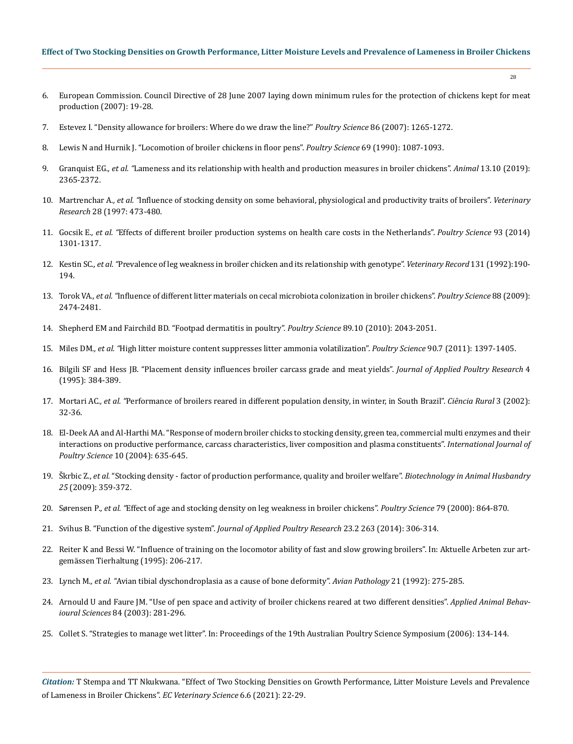6. European Commission. Council Directive of 28 June 2007 laying down minimum rules for the protection of chickens kept for meat production (2007): 19-28.
7. Estevez I. "Density allowance for broilers: Where do we draw the line?" *Poultry Science* 86 (2007): 1265-1272.
8. Lewis N and Hurnik J. "Locomotion of broiler chickens in floor pens". *Poultry Science* 69 (1990): 1087-1093.
9. Granquist EG., *et al.* "Lameness and its relationship with health and production measures in broiler chickens". *Animal* 13.10 (2019): 2365-2372.
10. Martrenchar A., *et al.* "Influence of stocking density on some behavioral, physiological and productivity traits of broilers". *Veterinary Research* 28 (1997: 473-480.
11. Gocsik E., *et al.* "Effects of different broiler production systems on health care costs in the Netherlands". *Poultry Science* 93 (2014) 1301-1317.
12. Kestin SC., *et al.* "Prevalence of leg weakness in broiler chicken and its relationship with genotype". *Veterinary Record* 131 (1992):190-194.
13. Torok VA., *et al.* "Influence of different litter materials on cecal microbiota colonization in broiler chickens". *Poultry Science* 88 (2009): 2474-2481.
14. Shepherd EM and Fairchild BD. "Footpad dermatitis in poultry". *Poultry Science* 89.10 (2010): 2043-2051.
15. Miles DM., *et al.* "High litter moisture content suppresses litter ammonia volatilization". *Poultry Science* 90.7 (2011): 1397-1405.
16. Bilgili SF and Hess JB. "Placement density influences broiler carcass grade and meat yields". *Journal of Applied Poultry Research* 4 (1995): 384-389.
17. Mortari AC., *et al.* "Performance of broilers reared in different population density, in winter, in South Brazil". *Ciência Rural* 3 (2002): 32-36.
18. El-Deek AA and Al-Harthi MA. "Response of modern broiler chicks to stocking density, green tea, commercial multi enzymes and their interactions on productive performance, carcass characteristics, liver composition and plasma constituents". *International Journal of Poultry Science* 10 (2004): 635-645.
19. Škrbic Z., *et al.* "Stocking density - factor of production performance, quality and broiler welfare". *Biotechnology in Animal Husbandry 25* (2009): 359-372.
20. Sørensen P., *et al.* "Effect of age and stocking density on leg weakness in broiler chickens". *Poultry Science* 79 (2000): 864-870.
21. Svihus B. "Function of the digestive system". *Journal of Applied Poultry Research* 23.2 263 (2014): 306-314.
22. Reiter K and Bessi W. "Influence of training on the locomotor ability of fast and slow growing broilers". In: Aktuelle Arbeten zur art-gemässen Tierhaltung (1995): 206-217.
23. Lynch M., *et al.* "Avian tibial dyschondroplasia as a cause of bone deformity". *Avian Pathology* 21 (1992): 275-285.
24. Arnould U and Faure JM. "Use of pen space and activity of broiler chickens reared at two different densities". *Applied Animal Behavioural Sciences* 84 (2003): 281-296.
25. Collet S. "Strategies to manage wet litter". In: Proceedings of the 19th Australian Poultry Science Symposium (2006): 134-144.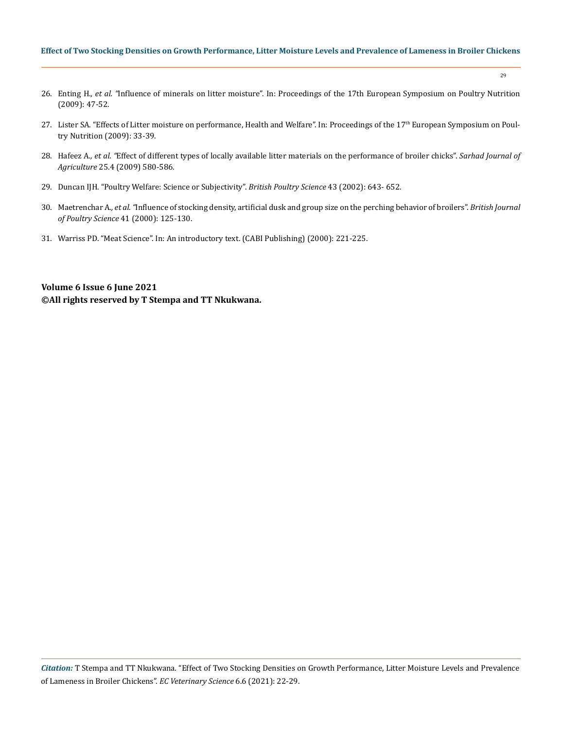26. Enting H., *et al.* "Influence of minerals on litter moisture". In: Proceedings of the 17th European Symposium on Poultry Nutrition (2009): 47-52.

27. Lister SA. "Effects of Litter moisture on performance, Health and Welfare". In: Proceedings of the 17th European Symposium on Poultry Nutrition (2009): 33-39.

28. Hafeez A., *et al.* "Effect of different types of locally available litter materials on the performance of broiler chicks". *Sarhad Journal of Agriculture* 25.4 (2009) 580-586.

29. Duncan IJH. "Poultry Welfare: Science or Subjectivity". *British Poultry Science* 43 (2002): 643- 652.

30. Maetrenchar A., *et al.* "Influence of stocking density, artificial dusk and group size on the perching behavior of broilers". *British Journal of Poultry Science* 41 (2000): 125-130.

31. Warriss PD. "Meat Science". In: An introductory text. (CABI Publishing) (2000): 221-225.

**Volume 6 Issue 6 June 2021**
**©All rights reserved by T Stempa and TT Nkukwana.**